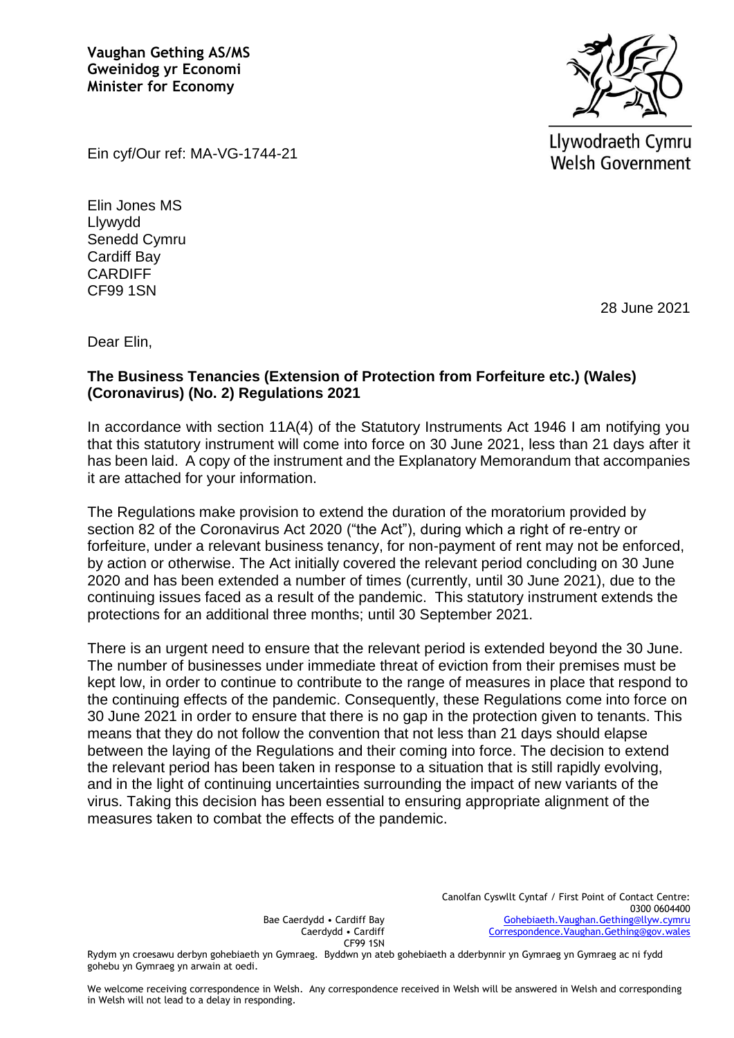**Vaughan Gething AS/MS**
**Gweinidog yr Economi**
**Minister for Economy**

Llywodraeth Cymru
Welsh Government

Ein cyf/Our ref: MA-VG-1744-21

Elin Jones MS
Llywydd
Senedd Cymru
Cardiff Bay
CARDIFF
CF99 1SN

28 June 2021

Dear Elin,

**The Business Tenancies (Extension of Protection from Forfeiture etc.) (Wales) (Coronavirus) (No. 2) Regulations 2021**

In accordance with section 11A(4) of the Statutory Instruments Act 1946 I am notifying you that this statutory instrument will come into force on 30 June 2021, less than 21 days after it has been laid. A copy of the instrument and the Explanatory Memorandum that accompanies it are attached for your information.

The Regulations make provision to extend the duration of the moratorium provided by section 82 of the Coronavirus Act 2020 ("the Act"), during which a right of re-entry or forfeiture, under a relevant business tenancy, for non-payment of rent may not be enforced, by action or otherwise. The Act initially covered the relevant period concluding on 30 June 2020 and has been extended a number of times (currently, until 30 June 2021), due to the continuing issues faced as a result of the pandemic. This statutory instrument extends the protections for an additional three months; until 30 September 2021.

There is an urgent need to ensure that the relevant period is extended beyond the 30 June. The number of businesses under immediate threat of eviction from their premises must be kept low, in order to continue to contribute to the range of measures in place that respond to the continuing effects of the pandemic. Consequently, these Regulations come into force on 30 June 2021 in order to ensure that there is no gap in the protection given to tenants. This means that they do not follow the convention that not less than 21 days should elapse between the laying of the Regulations and their coming into force. The decision to extend the relevant period has been taken in response to a situation that is still rapidly evolving, and in the light of continuing uncertainties surrounding the impact of new variants of the virus. Taking this decision has been essential to ensuring appropriate alignment of the measures taken to combat the effects of the pandemic.

Bae Caerdydd • Cardiff Bay
Caerdydd • Cardiff
CF99 1SN

Canolfan Cyswllt Cyntaf / First Point of Contact Centre:
0300 0604400
Gohebiaeth.Vaughan.Gething@llyw.cymru
Correspondence.Vaughan.Gething@gov.wales

Rydym yn croesawu derbyn gohebiaeth yn Gymraeg. Byddwn yn ateb gohebiaeth a dderbynnir yn Gymraeg yn Gymraeg ac ni fydd gohebu yn Gymraeg yn arwain at oedi.

We welcome receiving correspondence in Welsh. Any correspondence received in Welsh will be answered in Welsh and corresponding in Welsh will not lead to a delay in responding.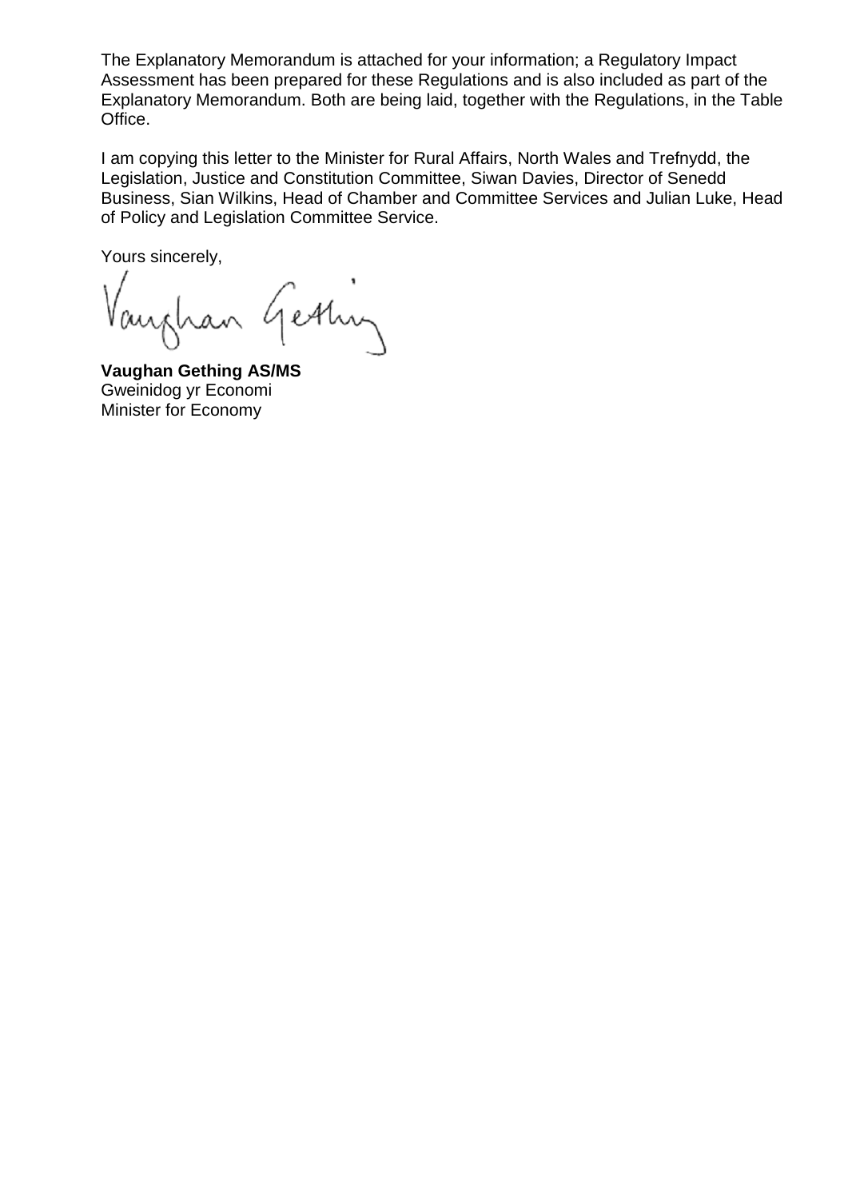The Explanatory Memorandum is attached for your information; a Regulatory Impact Assessment has been prepared for these Regulations and is also included as part of the Explanatory Memorandum. Both are being laid, together with the Regulations, in the Table Office.

I am copying this letter to the Minister for Rural Affairs, North Wales and Trefnydd, the Legislation, Justice and Constitution Committee, Siwan Davies, Director of Senedd Business, Sian Wilkins, Head of Chamber and Committee Services and Julian Luke, Head of Policy and Legislation Committee Service.

Yours sincerely,

**Vaughan Gething AS/MS**
Gweinidog yr Economi
Minister for Economy